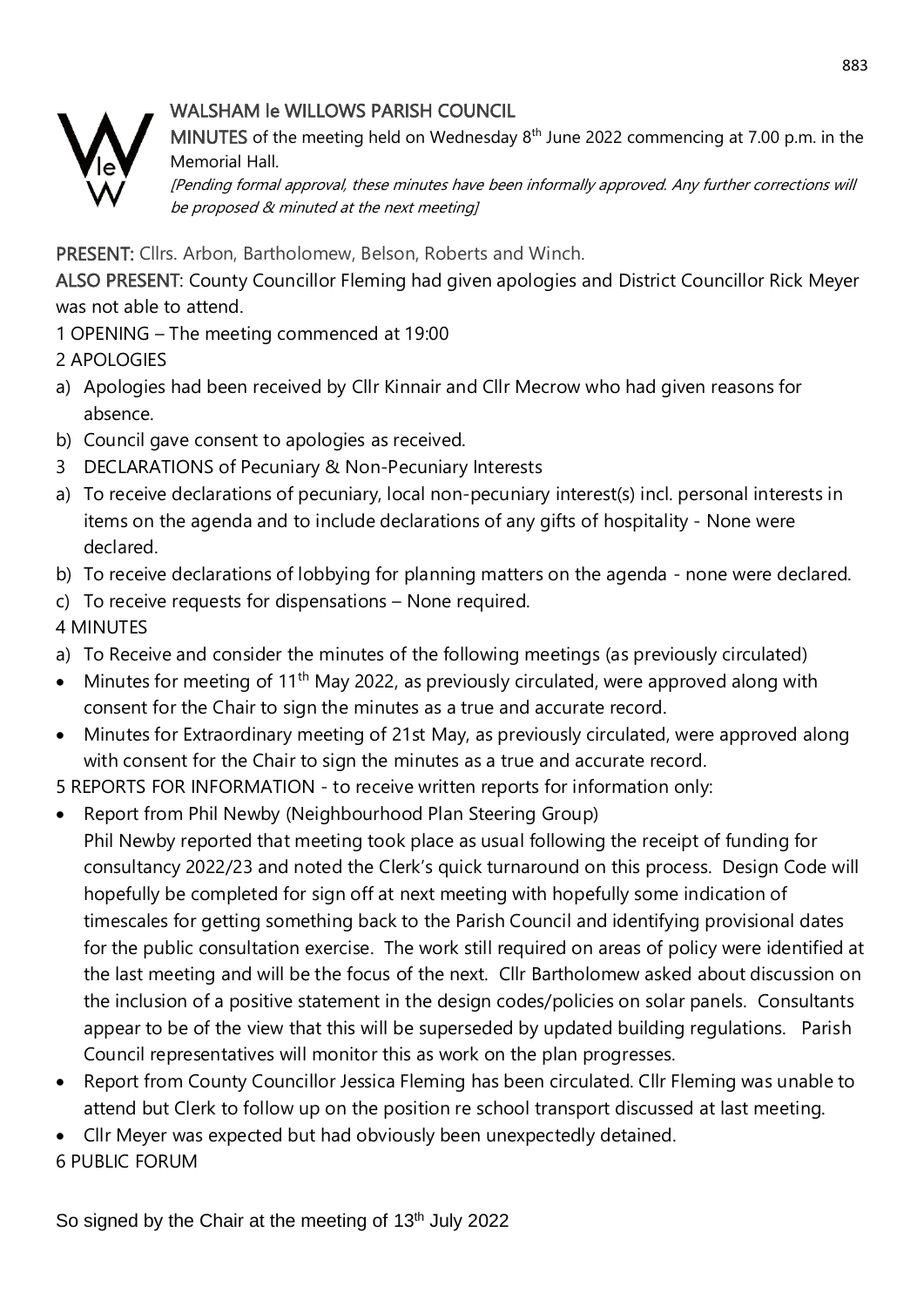# WALSHAM le WILLOWS PARISH COUNCIL

**MINUTES** of the meeting held on Wednesday 8th June 2022 commencing at 7.00 p.m. in the Memorial Hall.

*[Pending formal approval, these minutes have been informally approved. Any further corrections will be proposed & minuted at the next meeting]*

**PRESENT:** Cllrs. Arbon, Bartholomew, Belson, Roberts and Winch.

**ALSO PRESENT**: County Councillor Fleming had given apologies and District Councillor Rick Meyer was not able to attend.

1 OPENING – The meeting commenced at 19:00

2 APOLOGIES

a) Apologies had been received by Cllr Kinnair and Cllr Mecrow who had given reasons for absence.
b) Council gave consent to apologies as received.

3 DECLARATIONS of Pecuniary & Non-Pecuniary Interests

a) To receive declarations of pecuniary, local non-pecuniary interest(s) incl. personal interests in items on the agenda and to include declarations of any gifts of hospitality - None were declared.
b) To receive declarations of lobbying for planning matters on the agenda - none were declared.
c) To receive requests for dispensations – None required.

4 MINUTES

a) To Receive and consider the minutes of the following meetings (as previously circulated)

- Minutes for meeting of 11th May 2022, as previously circulated, were approved along with consent for the Chair to sign the minutes as a true and accurate record.
- Minutes for Extraordinary meeting of 21st May, as previously circulated, were approved along with consent for the Chair to sign the minutes as a true and accurate record.

5 REPORTS FOR INFORMATION - to receive written reports for information only:

- Report from Phil Newby (Neighbourhood Plan Steering Group)
  Phil Newby reported that meeting took place as usual following the receipt of funding for consultancy 2022/23 and noted the Clerk's quick turnaround on this process. Design Code will hopefully be completed for sign off at next meeting with hopefully some indication of timescales for getting something back to the Parish Council and identifying provisional dates for the public consultation exercise. The work still required on areas of policy were identified at the last meeting and will be the focus of the next. Cllr Bartholomew asked about discussion on the inclusion of a positive statement in the design codes/policies on solar panels. Consultants appear to be of the view that this will be superseded by updated building regulations. Parish Council representatives will monitor this as work on the plan progresses.
- Report from County Councillor Jessica Fleming has been circulated. Cllr Fleming was unable to attend but Clerk to follow up on the position re school transport discussed at last meeting.
- Cllr Meyer was expected but had obviously been unexpectedly detained.

6 PUBLIC FORUM

So signed by the Chair at the meeting of 13th July 2022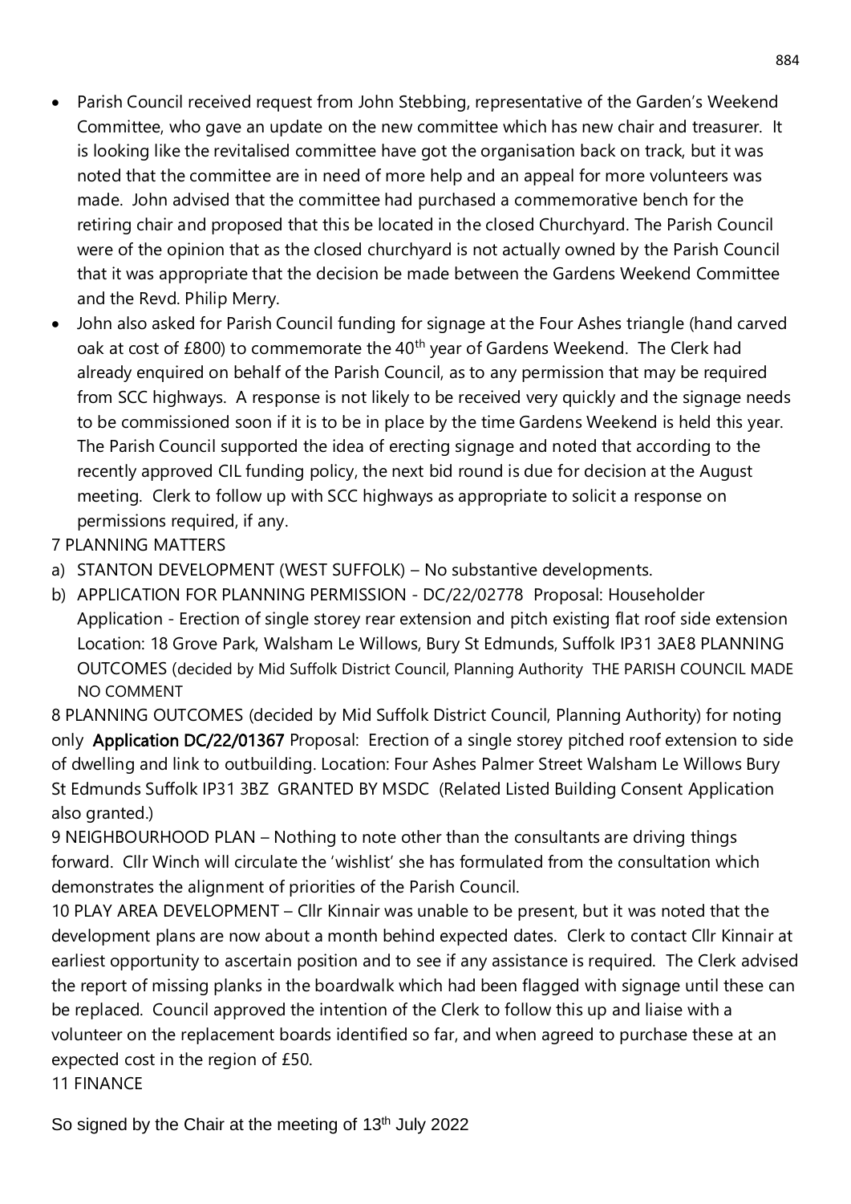- Parish Council received request from John Stebbing, representative of the Garden's Weekend Committee, who gave an update on the new committee which has new chair and treasurer. It is looking like the revitalised committee have got the organisation back on track, but it was noted that the committee are in need of more help and an appeal for more volunteers was made. John advised that the committee had purchased a commemorative bench for the retiring chair and proposed that this be located in the closed Churchyard. The Parish Council were of the opinion that as the closed churchyard is not actually owned by the Parish Council that it was appropriate that the decision be made between the Gardens Weekend Committee and the Revd. Philip Merry.
- John also asked for Parish Council funding for signage at the Four Ashes triangle (hand carved oak at cost of £800) to commemorate the 40th year of Gardens Weekend. The Clerk had already enquired on behalf of the Parish Council, as to any permission that may be required from SCC highways. A response is not likely to be received very quickly and the signage needs to be commissioned soon if it is to be in place by the time Gardens Weekend is held this year. The Parish Council supported the idea of erecting signage and noted that according to the recently approved CIL funding policy, the next bid round is due for decision at the August meeting. Clerk to follow up with SCC highways as appropriate to solicit a response on permissions required, if any.

7 PLANNING MATTERS

a) STANTON DEVELOPMENT (WEST SUFFOLK) – No substantive developments.
b) APPLICATION FOR PLANNING PERMISSION - DC/22/02778 Proposal: Householder Application - Erection of single storey rear extension and pitch existing flat roof side extension Location: 18 Grove Park, Walsham Le Willows, Bury St Edmunds, Suffolk IP31 3AE8 PLANNING OUTCOMES (decided by Mid Suffolk District Council, Planning Authority THE PARISH COUNCIL MADE NO COMMENT

8 PLANNING OUTCOMES (decided by Mid Suffolk District Council, Planning Authority) for noting only **Application DC/22/01367** Proposal: Erection of a single storey pitched roof extension to side of dwelling and link to outbuilding. Location: Four Ashes Palmer Street Walsham Le Willows Bury St Edmunds Suffolk IP31 3BZ GRANTED BY MSDC (Related Listed Building Consent Application also granted.)

9 NEIGHBOURHOOD PLAN – Nothing to note other than the consultants are driving things forward. Cllr Winch will circulate the 'wishlist' she has formulated from the consultation which demonstrates the alignment of priorities of the Parish Council.

10 PLAY AREA DEVELOPMENT – Cllr Kinnair was unable to be present, but it was noted that the development plans are now about a month behind expected dates. Clerk to contact Cllr Kinnair at earliest opportunity to ascertain position and to see if any assistance is required. The Clerk advised the report of missing planks in the boardwalk which had been flagged with signage until these can be replaced. Council approved the intention of the Clerk to follow this up and liaise with a volunteer on the replacement boards identified so far, and when agreed to purchase these at an expected cost in the region of £50.

11 FINANCE

So signed by the Chair at the meeting of 13th July 2022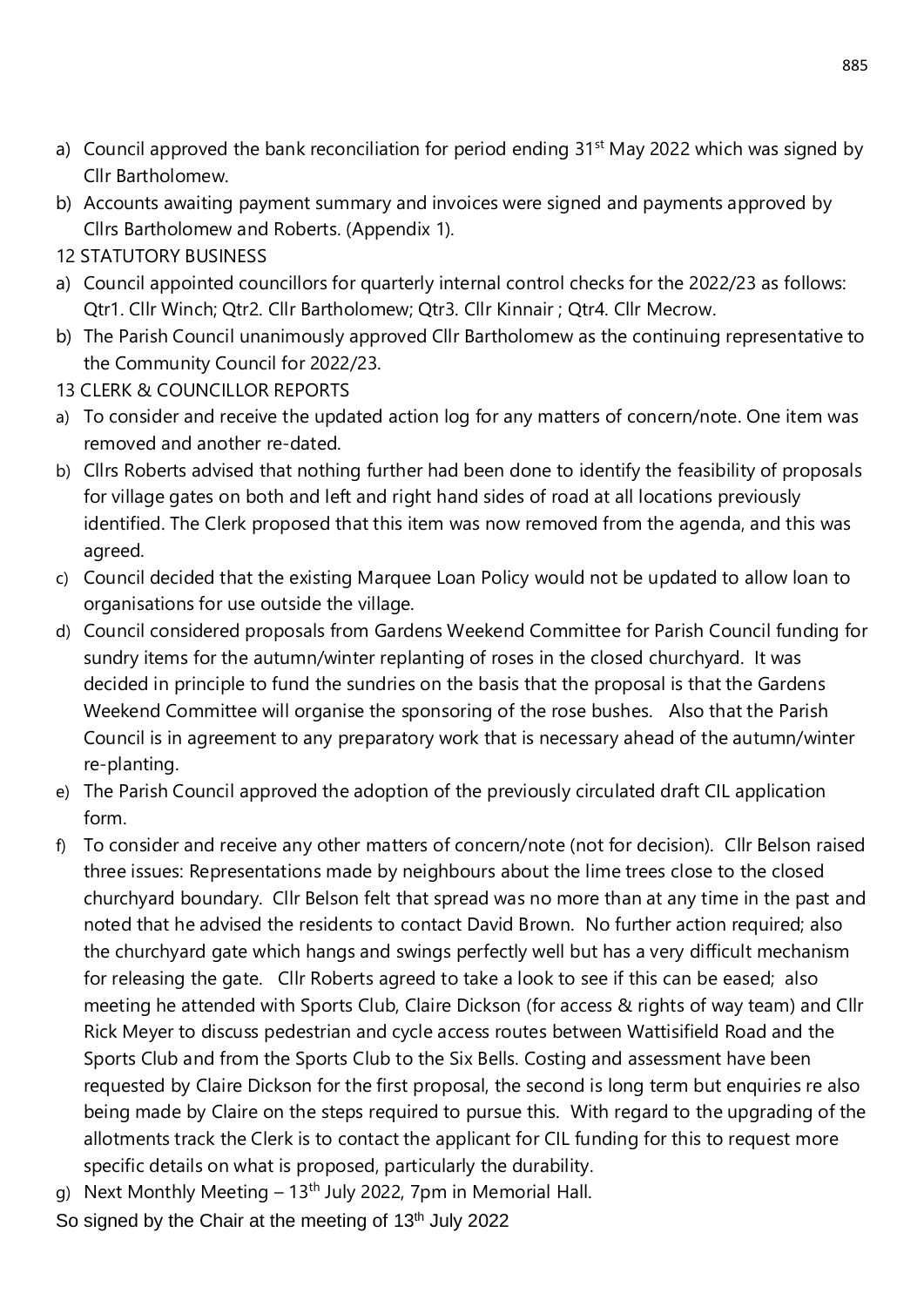a) Council approved the bank reconciliation for period ending 31st May 2022 which was signed by Cllr Bartholomew.
b) Accounts awaiting payment summary and invoices were signed and payments approved by Cllrs Bartholomew and Roberts. (Appendix 1).

12 STATUTORY BUSINESS

a) Council appointed councillors for quarterly internal control checks for the 2022/23 as follows: Qtr1. Cllr Winch; Qtr2. Cllr Bartholomew; Qtr3. Cllr Kinnair ; Qtr4. Cllr Mecrow.
b) The Parish Council unanimously approved Cllr Bartholomew as the continuing representative to the Community Council for 2022/23.

13 CLERK & COUNCILLOR REPORTS

a) To consider and receive the updated action log for any matters of concern/note. One item was removed and another re-dated.
b) Cllrs Roberts advised that nothing further had been done to identify the feasibility of proposals for village gates on both and left and right hand sides of road at all locations previously identified. The Clerk proposed that this item was now removed from the agenda, and this was agreed.
c) Council decided that the existing Marquee Loan Policy would not be updated to allow loan to organisations for use outside the village.
d) Council considered proposals from Gardens Weekend Committee for Parish Council funding for sundry items for the autumn/winter replanting of roses in the closed churchyard. It was decided in principle to fund the sundries on the basis that the proposal is that the Gardens Weekend Committee will organise the sponsoring of the rose bushes. Also that the Parish Council is in agreement to any preparatory work that is necessary ahead of the autumn/winter re-planting.
e) The Parish Council approved the adoption of the previously circulated draft CIL application form.
f) To consider and receive any other matters of concern/note (not for decision). Cllr Belson raised three issues: Representations made by neighbours about the lime trees close to the closed churchyard boundary. Cllr Belson felt that spread was no more than at any time in the past and noted that he advised the residents to contact David Brown. No further action required; also the churchyard gate which hangs and swings perfectly well but has a very difficult mechanism for releasing the gate. Cllr Roberts agreed to take a look to see if this can be eased; also meeting he attended with Sports Club, Claire Dickson (for access & rights of way team) and Cllr Rick Meyer to discuss pedestrian and cycle access routes between Wattisifield Road and the Sports Club and from the Sports Club to the Six Bells. Costing and assessment have been requested by Claire Dickson for the first proposal, the second is long term but enquiries re also being made by Claire on the steps required to pursue this. With regard to the upgrading of the allotments track the Clerk is to contact the applicant for CIL funding for this to request more specific details on what is proposed, particularly the durability.
g) Next Monthly Meeting – 13th July 2022, 7pm in Memorial Hall.

So signed by the Chair at the meeting of 13th July 2022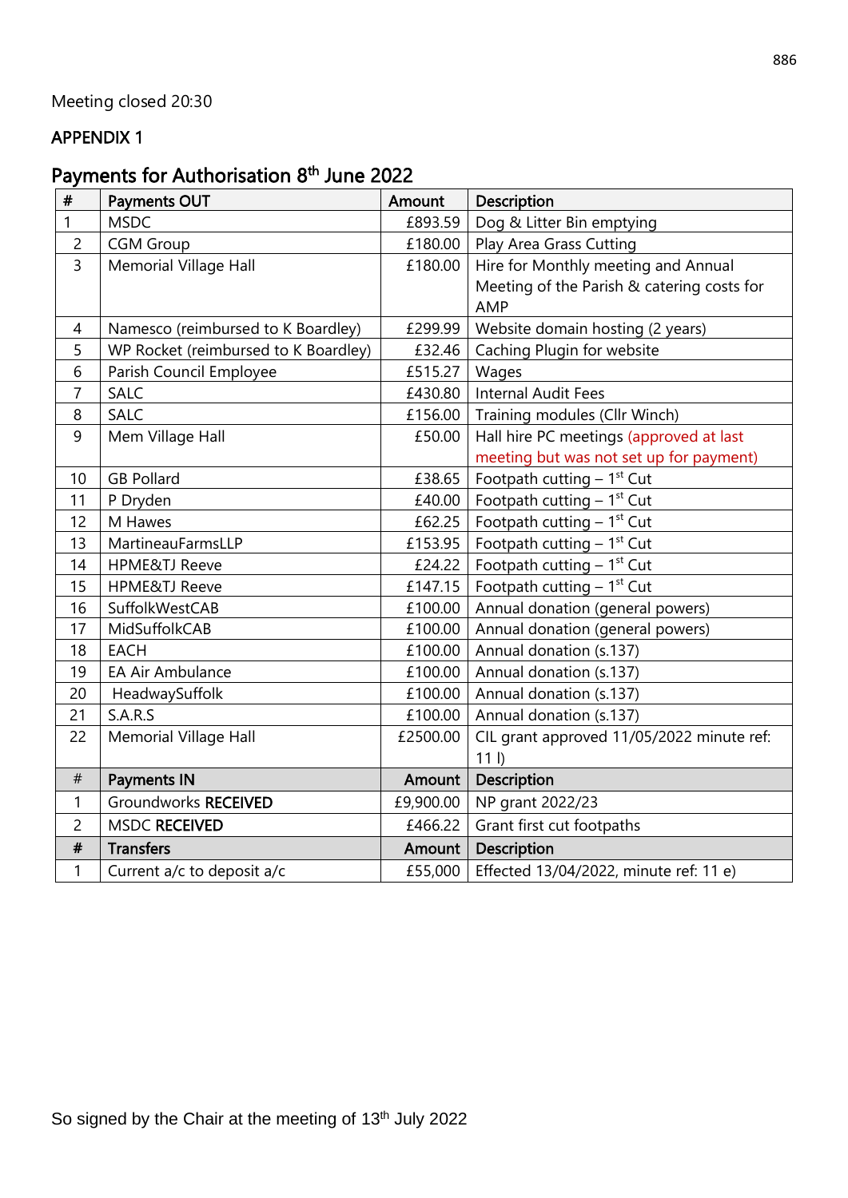Meeting closed 20:30

APPENDIX 1

## Payments for Authorisation 8th June 2022

| # | Payments OUT | Amount | Description |
|---|---|---|---|
| 1 | MSDC | £893.59 | Dog & Litter Bin emptying |
| 2 | CGM Group | £180.00 | Play Area Grass Cutting |
| 3 | Memorial Village Hall | £180.00 | Hire for Monthly meeting and Annual Meeting of the Parish & catering costs for AMP |
| 4 | Namesco (reimbursed to K Boardley) | £299.99 | Website domain hosting (2 years) |
| 5 | WP Rocket (reimbursed to K Boardley) | £32.46 | Caching Plugin for website |
| 6 | Parish Council Employee | £515.27 | Wages |
| 7 | SALC | £430.80 | Internal Audit Fees |
| 8 | SALC | £156.00 | Training modules (Cllr Winch) |
| 9 | Mem Village Hall | £50.00 | Hall hire PC meetings (approved at last meeting but was not set up for payment) |
| 10 | GB Pollard | £38.65 | Footpath cutting – 1st Cut |
| 11 | P Dryden | £40.00 | Footpath cutting – 1st Cut |
| 12 | M Hawes | £62.25 | Footpath cutting – 1st Cut |
| 13 | MartineauFarmsLLP | £153.95 | Footpath cutting – 1st Cut |
| 14 | HPME&TJ Reeve | £24.22 | Footpath cutting – 1st Cut |
| 15 | HPME&TJ Reeve | £147.15 | Footpath cutting – 1st Cut |
| 16 | SuffolkWestCAB | £100.00 | Annual donation (general powers) |
| 17 | MidSuffolkCAB | £100.00 | Annual donation (general powers) |
| 18 | EACH | £100.00 | Annual donation (s.137) |
| 19 | EA Air Ambulance | £100.00 | Annual donation (s.137) |
| 20 | HeadwaySuffolk | £100.00 | Annual donation (s.137) |
| 21 | S.A.R.S | £100.00 | Annual donation (s.137) |
| 22 | Memorial Village Hall | £2500.00 | CIL grant approved 11/05/2022 minute ref: 11 l) |
| **#** | **Payments IN** | **Amount** | **Description** |
| 1 | Groundworks **RECEIVED** | £9,900.00 | NP grant 2022/23 |
| 2 | MSDC **RECEIVED** | £466.22 | Grant first cut footpaths |
| **#** | **Transfers** | **Amount** | **Description** |
| 1 | Current a/c to deposit a/c | £55,000 | Effected 13/04/2022, minute ref: 11 e) |

So signed by the Chair at the meeting of 13th July 2022